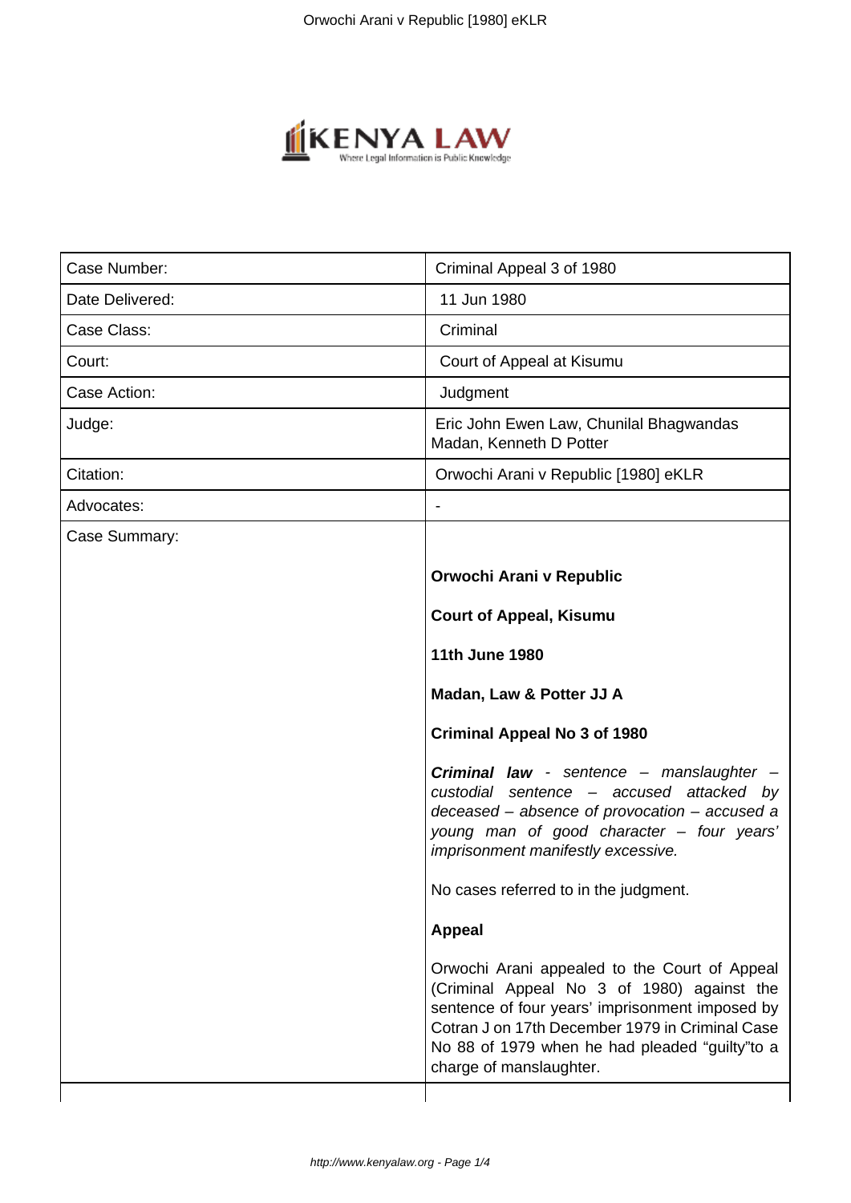| Case Number: | Criminal Appeal 3 of 1980 |
|---|---|
| Date Delivered: | 11 Jun 1980 |
| Case Class: | Criminal |
| Court: | Court of Appeal at Kisumu |
| Case Action: | Judgment |
| Judge: | Eric John Ewen Law, Chunilal Bhagwandas Madan, Kenneth D Potter |
| Citation: | Orwochi Arani v Republic [1980] eKLR |
| Advocates: | - |
| Case Summary: | **Orwochi Arani v Republic**<br><br>**Court of Appeal, Kisumu**<br><br>**11th June 1980**<br><br>**Madan, Law & Potter JJ A**<br><br>**Criminal Appeal No 3 of 1980**<br><br>***Criminal law*** *- sentence – manslaughter – custodial sentence – accused attacked by deceased – absence of provocation – accused a young man of good character – four years' imprisonment manifestly excessive.*<br><br>No cases referred to in the judgment.<br><br>**Appeal**<br><br>Orwochi Arani appealed to the Court of Appeal (Criminal Appeal No 3 of 1980) against the sentence of four years' imprisonment imposed by Cotran J on 17th December 1979 in Criminal Case No 88 of 1979 when he had pleaded "guilty"to a charge of manslaughter. |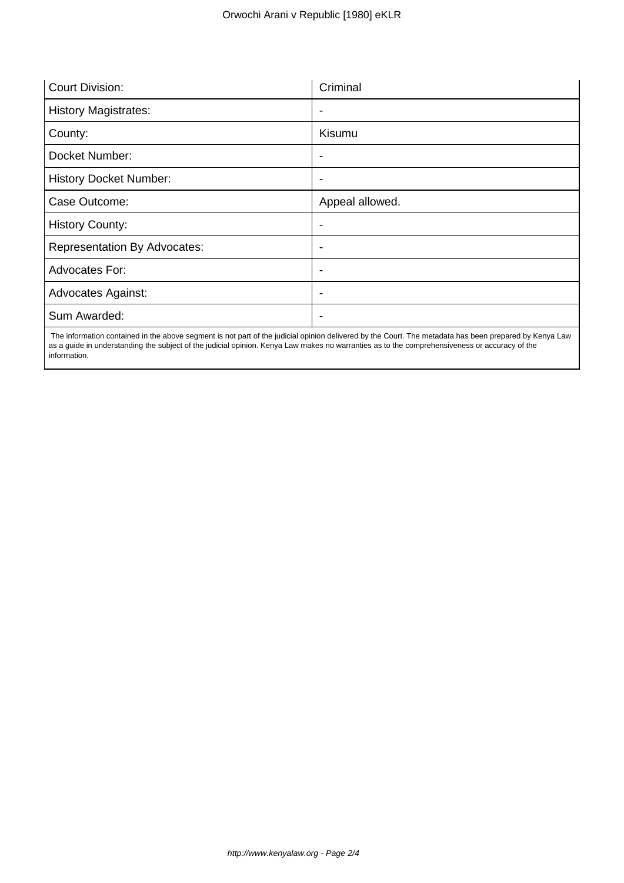| Court Division: | Criminal |
| --- | --- |
| History Magistrates: | - |
| County: | Kisumu |
| Docket Number: | - |
| History Docket Number: | - |
| Case Outcome: | Appeal allowed. |
| History County: | - |
| Representation By Advocates: | - |
| Advocates For: | - |
| Advocates Against: | - |
| Sum Awarded: | - |

The information contained in the above segment is not part of the judicial opinion delivered by the Court. The metadata has been prepared by Kenya Law as a guide in understanding the subject of the judicial opinion. Kenya Law makes no warranties as to the comprehensiveness or accuracy of the information.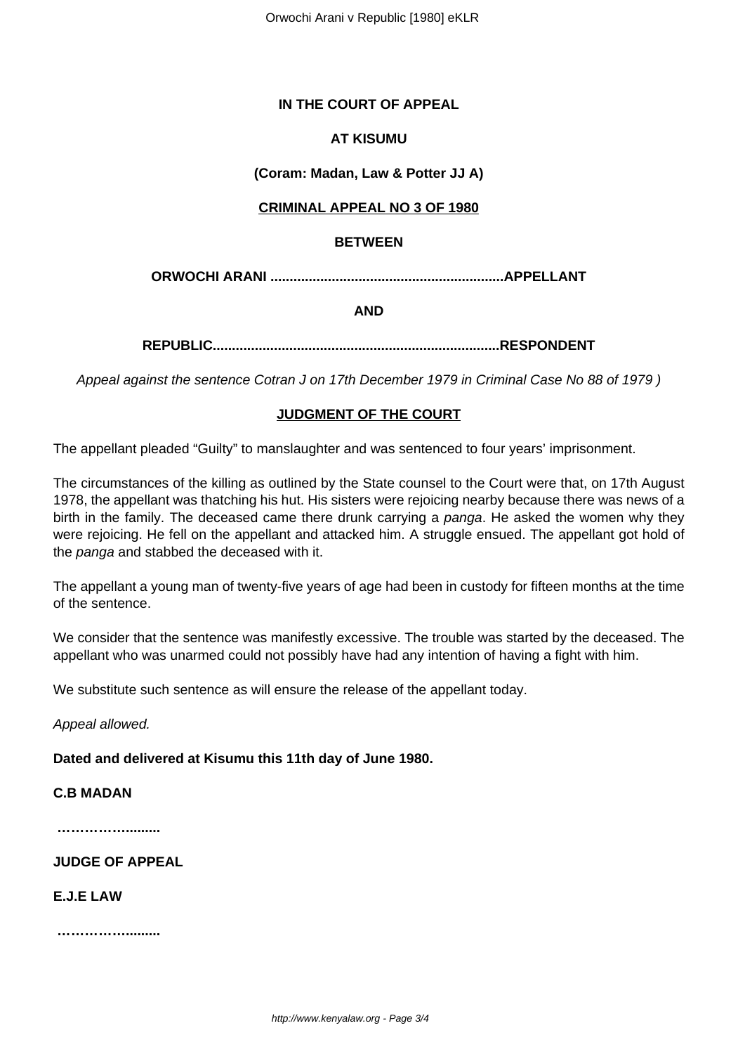**IN THE COURT OF APPEAL**

**AT KISUMU**

**(Coram: Madan, Law & Potter JJ A)**

**CRIMINAL APPEAL NO 3 OF 1980**

**BETWEEN**

**ORWOCHI ARANI ............................................................APPELLANT**

**AND**

**REPUBLIC.........................................................................RESPONDENT**

*Appeal against the sentence Cotran J on 17th December 1979 in Criminal Case No 88 of 1979 )*

**JUDGMENT OF THE COURT**

The appellant pleaded "Guilty" to manslaughter and was sentenced to four years' imprisonment.

The circumstances of the killing as outlined by the State counsel to the Court were that, on 17th August 1978, the appellant was thatching his hut. His sisters were rejoicing nearby because there was news of a birth in the family. The deceased came there drunk carrying a *panga*. He asked the women why they were rejoicing. He fell on the appellant and attacked him. A struggle ensued. The appellant got hold of the *panga* and stabbed the deceased with it.

The appellant a young man of twenty-five years of age had been in custody for fifteen months at the time of the sentence.

We consider that the sentence was manifestly excessive. The trouble was started by the deceased. The appellant who was unarmed could not possibly have had any intention of having a fight with him.

We substitute such sentence as will ensure the release of the appellant today.

*Appeal allowed.*

**Dated and delivered at Kisumu this 11th day of June 1980.**

**C.B MADAN**

**……………........**

**JUDGE OF APPEAL**

**E.J.E LAW**

**……………........**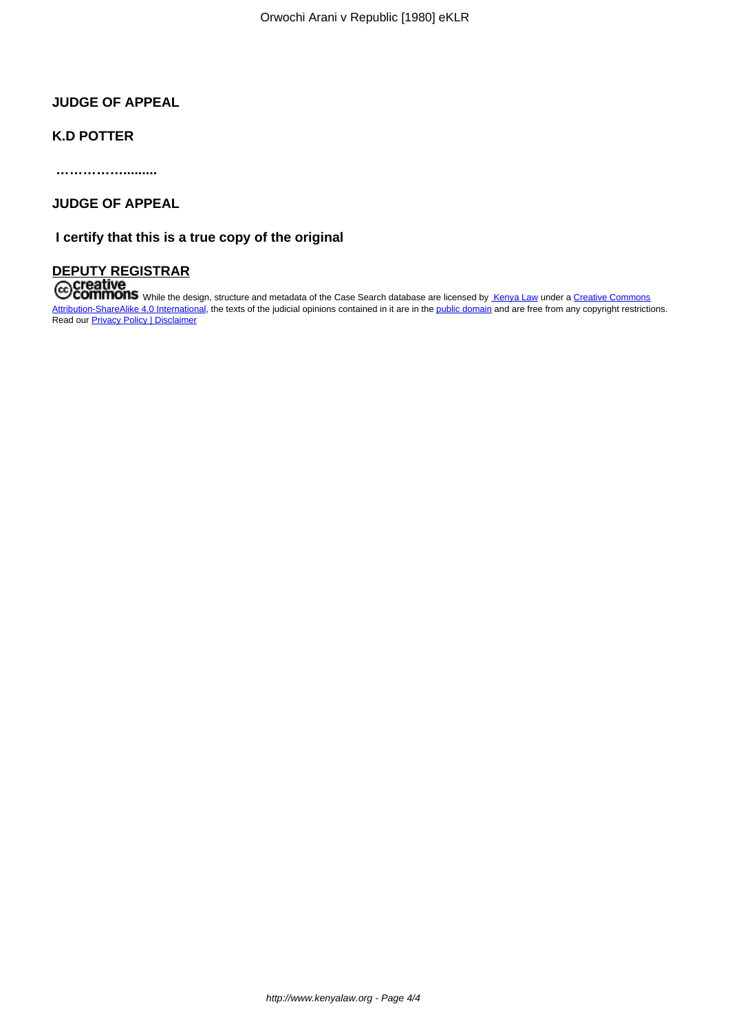**JUDGE OF APPEAL**

**K.D POTTER**

**……………..........**

**JUDGE OF APPEAL**

**I certify that this is a true copy of the original**

**DEPUTY REGISTRAR**

While the design, structure and metadata of the Case Search database are licensed by Kenya Law under a Creative Commons Attribution-ShareAlike 4.0 International, the texts of the judicial opinions contained in it are in the public domain and are free from any copyright restrictions. Read our Privacy Policy | Disclaimer